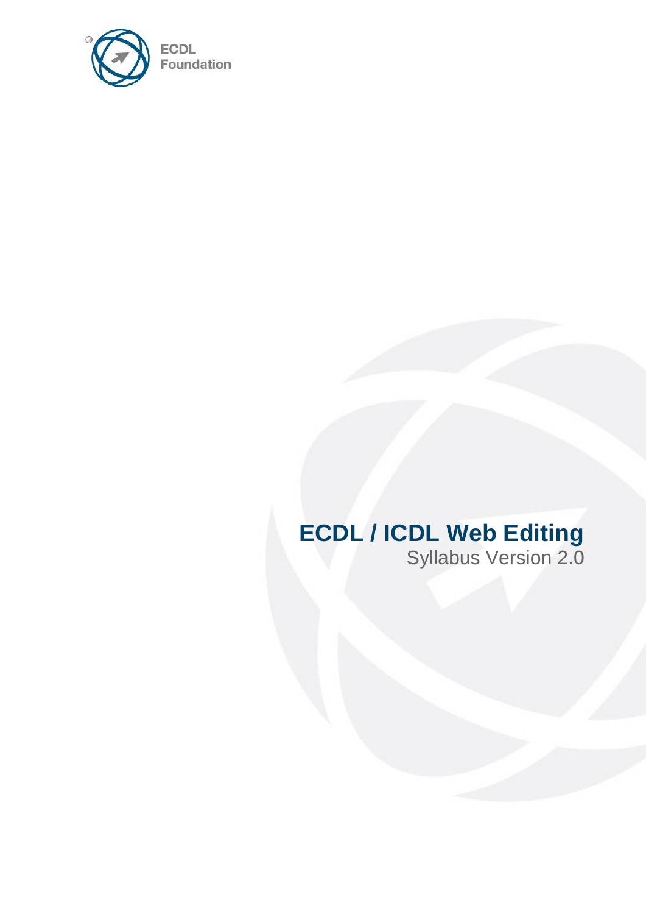ECDL Foundation

# ECDL / ICDL Web Editing

Syllabus Version 2.0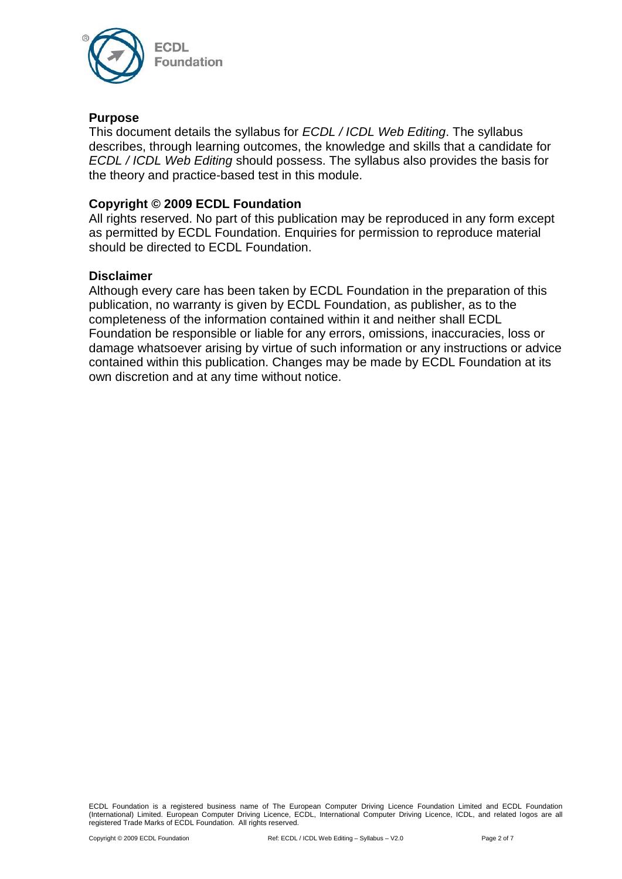## Purpose

This document details the syllabus for *ECDL / ICDL Web Editing*. The syllabus describes, through learning outcomes, the knowledge and skills that a candidate for *ECDL / ICDL Web Editing* should possess. The syllabus also provides the basis for the theory and practice-based test in this module.

## Copyright © 2009 ECDL Foundation

All rights reserved. No part of this publication may be reproduced in any form except as permitted by ECDL Foundation. Enquiries for permission to reproduce material should be directed to ECDL Foundation.

## Disclaimer

Although every care has been taken by ECDL Foundation in the preparation of this publication, no warranty is given by ECDL Foundation, as publisher, as to the completeness of the information contained within it and neither shall ECDL Foundation be responsible or liable for any errors, omissions, inaccuracies, loss or damage whatsoever arising by virtue of such information or any instructions or advice contained within this publication. Changes may be made by ECDL Foundation at its own discretion and at any time without notice.

ECDL Foundation is a registered business name of The European Computer Driving Licence Foundation Limited and ECDL Foundation (International) Limited. European Computer Driving Licence, ECDL, International Computer Driving Licence, ICDL, and related logos are all registered Trade Marks of ECDL Foundation. All rights reserved.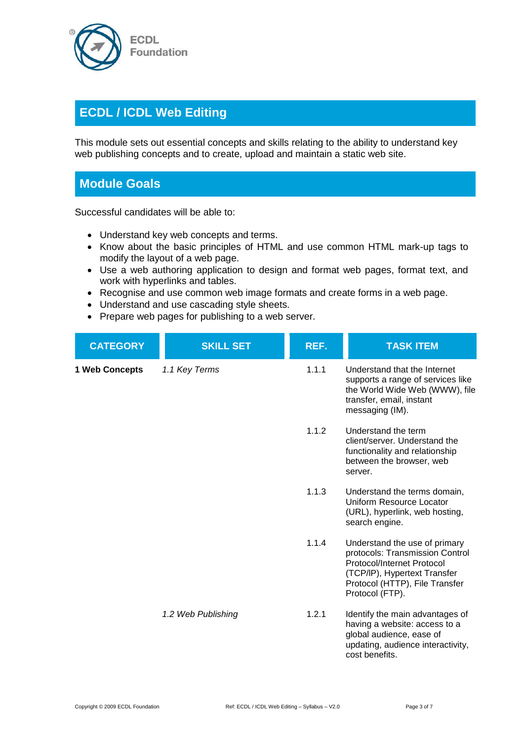ECDL Foundation

# ECDL / ICDL Web Editing

This module sets out essential concepts and skills relating to the ability to understand key web publishing concepts and to create, upload and maintain a static web site.

## Module Goals

Successful candidates will be able to:

- Understand key web concepts and terms.
- Know about the basic principles of HTML and use common HTML mark-up tags to modify the layout of a web page.
- Use a web authoring application to design and format web pages, format text, and work with hyperlinks and tables.
- Recognise and use common web image formats and create forms in a web page.
- Understand and use cascading style sheets.
- Prepare web pages for publishing to a web server.

| CATEGORY | SKILL SET | REF. | TASK ITEM |
|---|---|---|---|
| **1 Web Concepts** | *1.1 Key Terms* | 1.1.1 | Understand that the Internet supports a range of services like the World Wide Web (WWW), file transfer, email, instant messaging (IM). |
| | | 1.1.2 | Understand the term client/server. Understand the functionality and relationship between the browser, web server. |
| | | 1.1.3 | Understand the terms domain, Uniform Resource Locator (URL), hyperlink, web hosting, search engine. |
| | | 1.1.4 | Understand the use of primary protocols: Transmission Control Protocol/Internet Protocol (TCP/IP), Hypertext Transfer Protocol (HTTP), File Transfer Protocol (FTP). |
| | *1.2 Web Publishing* | 1.2.1 | Identify the main advantages of having a website: access to a global audience, ease of updating, audience interactivity, cost benefits. |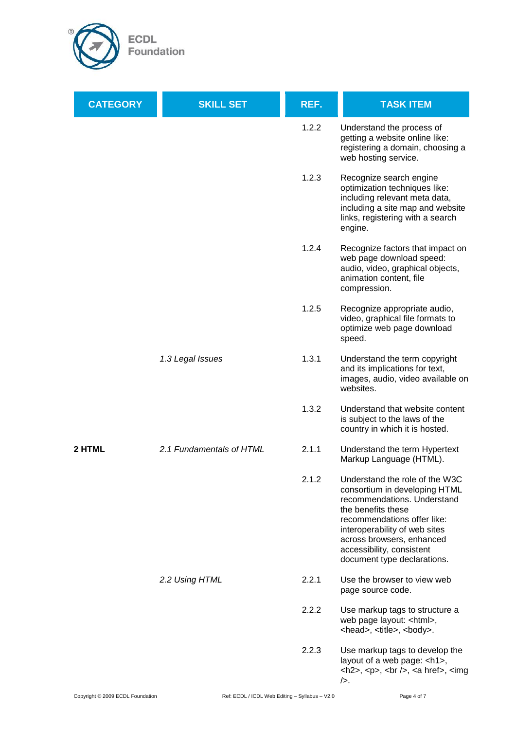| CATEGORY | SKILL SET | REF. | TASK ITEM |
|---|---|---|---|
| | | 1.2.2 | Understand the process of getting a website online like: registering a domain, choosing a web hosting service. |
| | | 1.2.3 | Recognize search engine optimization techniques like: including relevant meta data, including a site map and website links, registering with a search engine. |
| | | 1.2.4 | Recognize factors that impact on web page download speed: audio, video, graphical objects, animation content, file compression. |
| | | 1.2.5 | Recognize appropriate audio, video, graphical file formats to optimize web page download speed. |
| | *1.3 Legal Issues* | 1.3.1 | Understand the term copyright and its implications for text, images, audio, video available on websites. |
| | | 1.3.2 | Understand that website content is subject to the laws of the country in which it is hosted. |
| **2 HTML** | *2.1 Fundamentals of HTML* | 2.1.1 | Understand the term Hypertext Markup Language (HTML). |
| | | 2.1.2 | Understand the role of the W3C consortium in developing HTML recommendations. Understand the benefits these recommendations offer like: interoperability of web sites across browsers, enhanced accessibility, consistent document type declarations. |
| | *2.2 Using HTML* | 2.2.1 | Use the browser to view web page source code. |
| | | 2.2.2 | Use markup tags to structure a web page layout: <html>, <head>, <title>, <body>. |
| | | 2.2.3 | Use markup tags to develop the layout of a web page: <h1>, <h2>, <p>, <br />, <a href>, <img />. |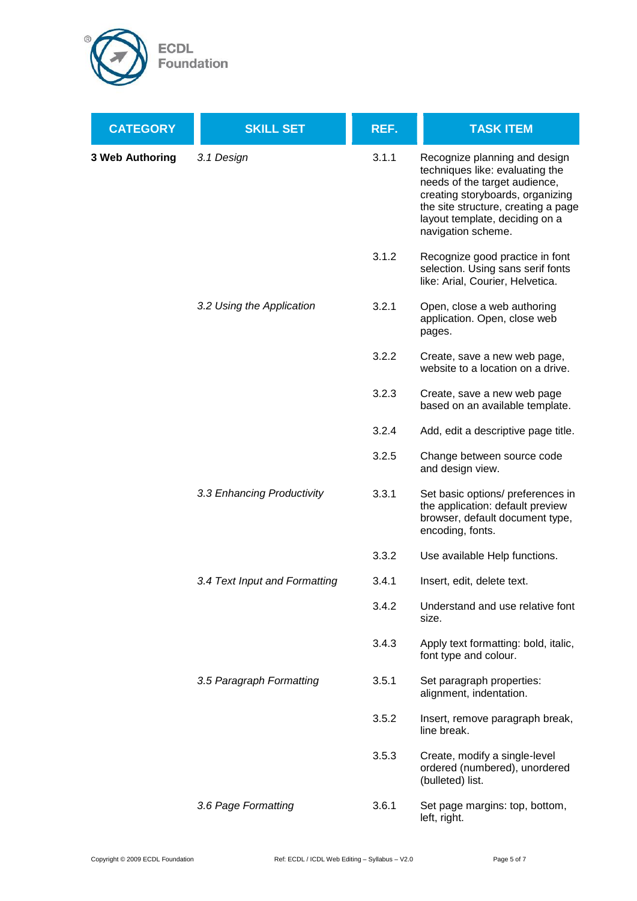| CATEGORY | SKILL SET | REF. | TASK ITEM |
|---|---|---|---|
| **3 Web Authoring** | *3.1 Design* | 3.1.1 | Recognize planning and design techniques like: evaluating the needs of the target audience, creating storyboards, organizing the site structure, creating a page layout template, deciding on a navigation scheme. |
| | | 3.1.2 | Recognize good practice in font selection. Using sans serif fonts like: Arial, Courier, Helvetica. |
| | *3.2 Using the Application* | 3.2.1 | Open, close a web authoring application. Open, close web pages. |
| | | 3.2.2 | Create, save a new web page, website to a location on a drive. |
| | | 3.2.3 | Create, save a new web page based on an available template. |
| | | 3.2.4 | Add, edit a descriptive page title. |
| | | 3.2.5 | Change between source code and design view. |
| | *3.3 Enhancing Productivity* | 3.3.1 | Set basic options/ preferences in the application: default preview browser, default document type, encoding, fonts. |
| | | 3.3.2 | Use available Help functions. |
| | *3.4 Text Input and Formatting* | 3.4.1 | Insert, edit, delete text. |
| | | 3.4.2 | Understand and use relative font size. |
| | | 3.4.3 | Apply text formatting: bold, italic, font type and colour. |
| | *3.5 Paragraph Formatting* | 3.5.1 | Set paragraph properties: alignment, indentation. |
| | | 3.5.2 | Insert, remove paragraph break, line break. |
| | | 3.5.3 | Create, modify a single-level ordered (numbered), unordered (bulleted) list. |
| | *3.6 Page Formatting* | 3.6.1 | Set page margins: top, bottom, left, right. |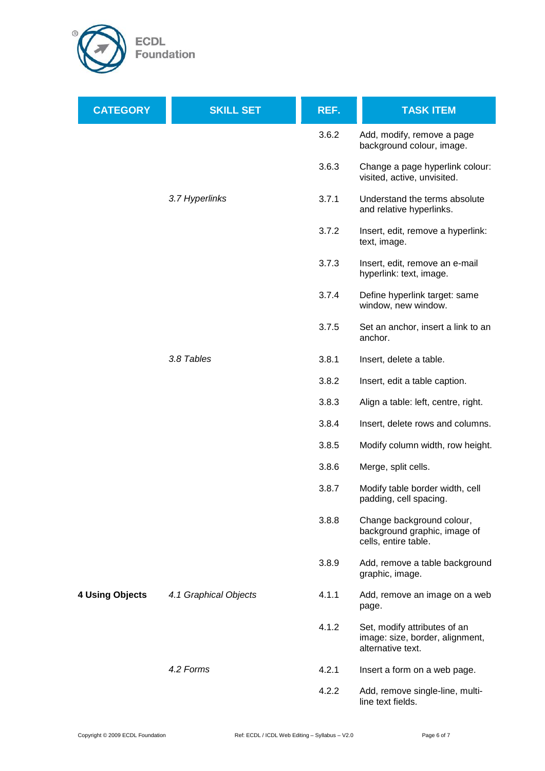| CATEGORY | SKILL SET | REF. | TASK ITEM |
| --- | --- | --- | --- |
| | | 3.6.2 | Add, modify, remove a page background colour, image. |
| | | 3.6.3 | Change a page hyperlink colour: visited, active, unvisited. |
| | *3.7 Hyperlinks* | 3.7.1 | Understand the terms absolute and relative hyperlinks. |
| | | 3.7.2 | Insert, edit, remove a hyperlink: text, image. |
| | | 3.7.3 | Insert, edit, remove an e-mail hyperlink: text, image. |
| | | 3.7.4 | Define hyperlink target: same window, new window. |
| | | 3.7.5 | Set an anchor, insert a link to an anchor. |
| | *3.8 Tables* | 3.8.1 | Insert, delete a table. |
| | | 3.8.2 | Insert, edit a table caption. |
| | | 3.8.3 | Align a table: left, centre, right. |
| | | 3.8.4 | Insert, delete rows and columns. |
| | | 3.8.5 | Modify column width, row height. |
| | | 3.8.6 | Merge, split cells. |
| | | 3.8.7 | Modify table border width, cell padding, cell spacing. |
| | | 3.8.8 | Change background colour, background graphic, image of cells, entire table. |
| | | 3.8.9 | Add, remove a table background graphic, image. |
| **4 Using Objects** | *4.1 Graphical Objects* | 4.1.1 | Add, remove an image on a web page. |
| | | 4.1.2 | Set, modify attributes of an image: size, border, alignment, alternative text. |
| | *4.2 Forms* | 4.2.1 | Insert a form on a web page. |
| | | 4.2.2 | Add, remove single-line, multi-line text fields. |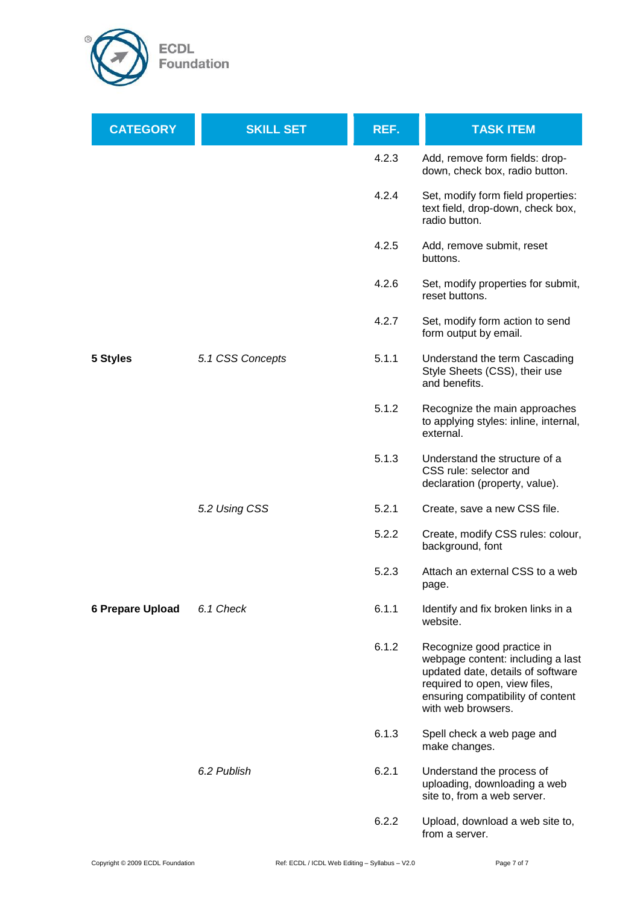| CATEGORY | SKILL SET | REF. | TASK ITEM |
|---|---|---|---|
| | | 4.2.3 | Add, remove form fields: drop-down, check box, radio button. |
| | | 4.2.4 | Set, modify form field properties: text field, drop-down, check box, radio button. |
| | | 4.2.5 | Add, remove submit, reset buttons. |
| | | 4.2.6 | Set, modify properties for submit, reset buttons. |
| | | 4.2.7 | Set, modify form action to send form output by email. |
| **5 Styles** | *5.1 CSS Concepts* | 5.1.1 | Understand the term Cascading Style Sheets (CSS), their use and benefits. |
| | | 5.1.2 | Recognize the main approaches to applying styles: inline, internal, external. |
| | | 5.1.3 | Understand the structure of a CSS rule: selector and declaration (property, value). |
| | *5.2 Using CSS* | 5.2.1 | Create, save a new CSS file. |
| | | 5.2.2 | Create, modify CSS rules: colour, background, font |
| | | 5.2.3 | Attach an external CSS to a web page. |
| **6 Prepare Upload** | *6.1 Check* | 6.1.1 | Identify and fix broken links in a website. |
| | | 6.1.2 | Recognize good practice in webpage content: including a last updated date, details of software required to open, view files, ensuring compatibility of content with web browsers. |
| | | 6.1.3 | Spell check a web page and make changes. |
| | *6.2 Publish* | 6.2.1 | Understand the process of uploading, downloading a web site to, from a web server. |
| | | 6.2.2 | Upload, download a web site to, from a server. |